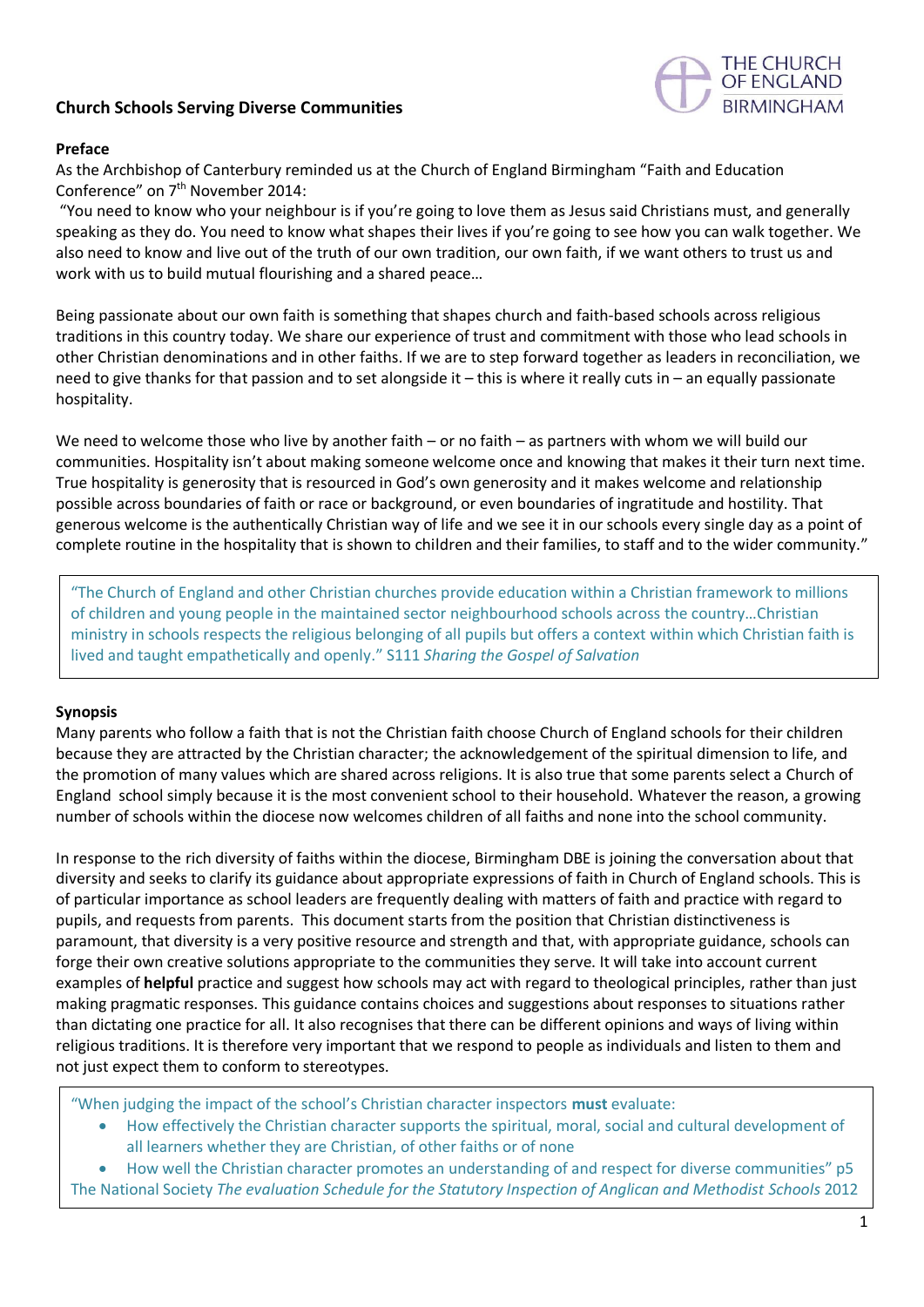## Church Schools Serving Diverse Communities

THE CHURCH OF ENGLAND BIRMINGHAM

### Preface

As the Archbishop of Canterbury reminded us at the Church of England Birmingham "Faith and Education Conference" on 7th November 2014:

"You need to know who your neighbour is if you're going to love them as Jesus said Christians must, and generally speaking as they do. You need to know what shapes their lives if you're going to see how you can walk together. We also need to know and live out of the truth of our own tradition, our own faith, if we want others to trust us and work with us to build mutual flourishing and a shared peace…

Being passionate about our own faith is something that shapes church and faith-based schools across religious traditions in this country today. We share our experience of trust and commitment with those who lead schools in other Christian denominations and in other faiths. If we are to step forward together as leaders in reconciliation, we need to give thanks for that passion and to set alongside it – this is where it really cuts in – an equally passionate hospitality.

We need to welcome those who live by another faith – or no faith – as partners with whom we will build our communities. Hospitality isn't about making someone welcome once and knowing that makes it their turn next time. True hospitality is generosity that is resourced in God's own generosity and it makes welcome and relationship possible across boundaries of faith or race or background, or even boundaries of ingratitude and hostility. That generous welcome is the authentically Christian way of life and we see it in our schools every single day as a point of complete routine in the hospitality that is shown to children and their families, to staff and to the wider community."

> "The Church of England and other Christian churches provide education within a Christian framework to millions of children and young people in the maintained sector neighbourhood schools across the country…Christian ministry in schools respects the religious belonging of all pupils but offers a context within which Christian faith is lived and taught empathetically and openly." S111 *Sharing the Gospel of Salvation*

### Synopsis

Many parents who follow a faith that is not the Christian faith choose Church of England schools for their children because they are attracted by the Christian character; the acknowledgement of the spiritual dimension to life, and the promotion of many values which are shared across religions. It is also true that some parents select a Church of England school simply because it is the most convenient school to their household. Whatever the reason, a growing number of schools within the diocese now welcomes children of all faiths and none into the school community.

In response to the rich diversity of faiths within the diocese, Birmingham DBE is joining the conversation about that diversity and seeks to clarify its guidance about appropriate expressions of faith in Church of England schools. This is of particular importance as school leaders are frequently dealing with matters of faith and practice with regard to pupils, and requests from parents. This document starts from the position that Christian distinctiveness is paramount, that diversity is a very positive resource and strength and that, with appropriate guidance, schools can forge their own creative solutions appropriate to the communities they serve. It will take into account current examples of **helpful** practice and suggest how schools may act with regard to theological principles, rather than just making pragmatic responses. This guidance contains choices and suggestions about responses to situations rather than dictating one practice for all. It also recognises that there can be different opinions and ways of living within religious traditions. It is therefore very important that we respond to people as individuals and listen to them and not just expect them to conform to stereotypes.

> "When judging the impact of the school's Christian character inspectors **must** evaluate:
>
> - How effectively the Christian character supports the spiritual, moral, social and cultural development of all learners whether they are Christian, of other faiths or of none
> - How well the Christian character promotes an understanding of and respect for diverse communities" p5
>
> The National Society *The evaluation Schedule for the Statutory Inspection of Anglican and Methodist Schools* 2012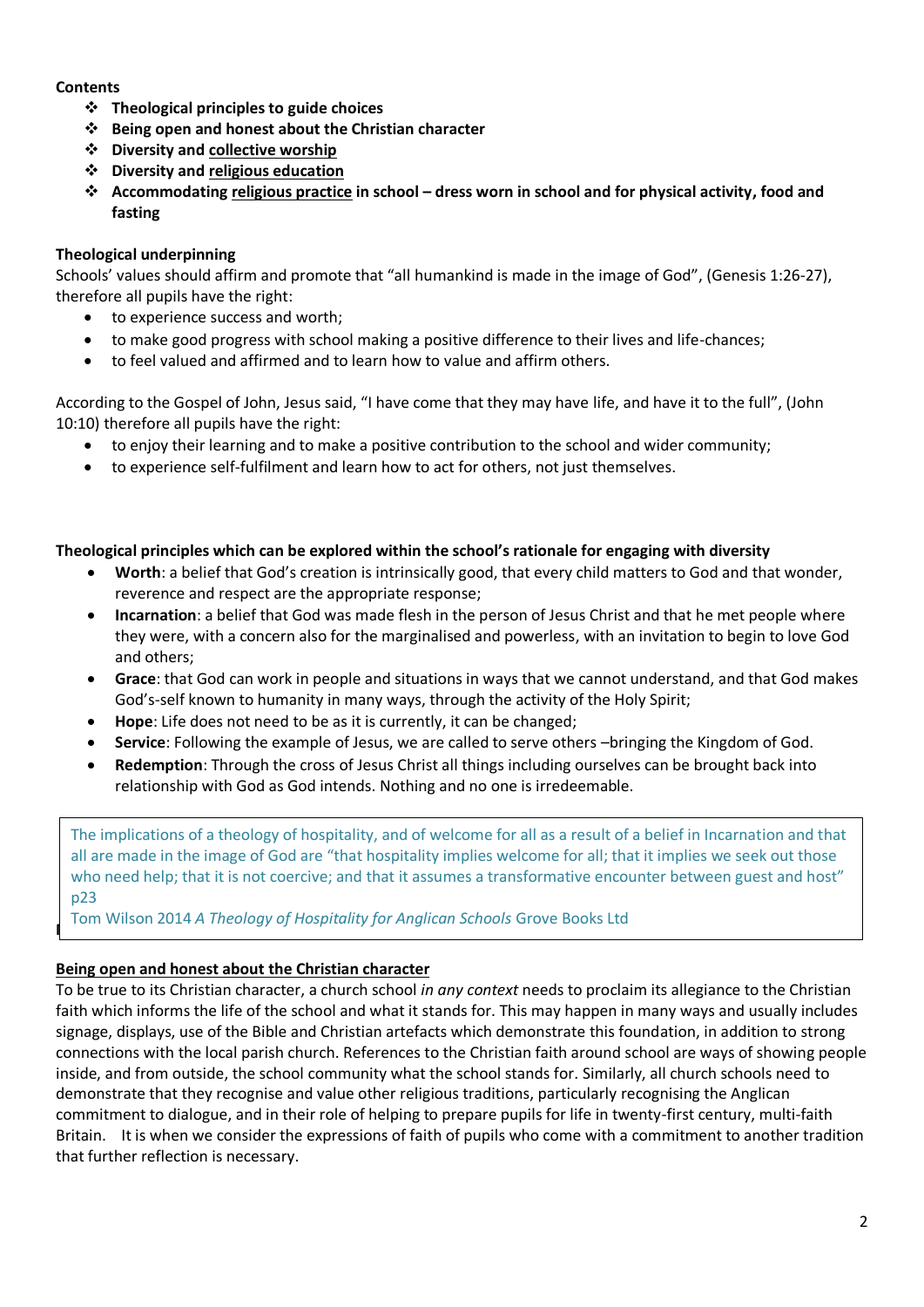**Contents**

- **Theological principles to guide choices**
- **Being open and honest about the Christian character**
- **Diversity and collective worship**
- **Diversity and religious education**
- **Accommodating religious practice in school – dress worn in school and for physical activity, food and fasting**

**Theological underpinning**

Schools' values should affirm and promote that "all humankind is made in the image of God", (Genesis 1:26-27), therefore all pupils have the right:

- to experience success and worth;
- to make good progress with school making a positive difference to their lives and life-chances;
- to feel valued and affirmed and to learn how to value and affirm others.

According to the Gospel of John, Jesus said, "I have come that they may have life, and have it to the full", (John 10:10) therefore all pupils have the right:

- to enjoy their learning and to make a positive contribution to the school and wider community;
- to experience self-fulfilment and learn how to act for others, not just themselves.

**Theological principles which can be explored within the school's rationale for engaging with diversity**

- **Worth**: a belief that God's creation is intrinsically good, that every child matters to God and that wonder, reverence and respect are the appropriate response;
- **Incarnation**: a belief that God was made flesh in the person of Jesus Christ and that he met people where they were, with a concern also for the marginalised and powerless, with an invitation to begin to love God and others;
- **Grace**: that God can work in people and situations in ways that we cannot understand, and that God makes God's-self known to humanity in many ways, through the activity of the Holy Spirit;
- **Hope**: Life does not need to be as it is currently, it can be changed;
- **Service**: Following the example of Jesus, we are called to serve others –bringing the Kingdom of God.
- **Redemption**: Through the cross of Jesus Christ all things including ourselves can be brought back into relationship with God as God intends. Nothing and no one is irredeemable.

> The implications of a theology of hospitality, and of welcome for all as a result of a belief in Incarnation and that all are made in the image of God are "that hospitality implies welcome for all; that it implies we seek out those who need help; that it is not coercive; and that it assumes a transformative encounter between guest and host" p23
>
> Tom Wilson 2014 *A Theology of Hospitality for Anglican Schools* Grove Books Ltd

**Being open and honest about the Christian character**

To be true to its Christian character, a church school *in any context* needs to proclaim its allegiance to the Christian faith which informs the life of the school and what it stands for. This may happen in many ways and usually includes signage, displays, use of the Bible and Christian artefacts which demonstrate this foundation, in addition to strong connections with the local parish church. References to the Christian faith around school are ways of showing people inside, and from outside, the school community what the school stands for. Similarly, all church schools need to demonstrate that they recognise and value other religious traditions, particularly recognising the Anglican commitment to dialogue, and in their role of helping to prepare pupils for life in twenty-first century, multi-faith Britain. It is when we consider the expressions of faith of pupils who come with a commitment to another tradition that further reflection is necessary.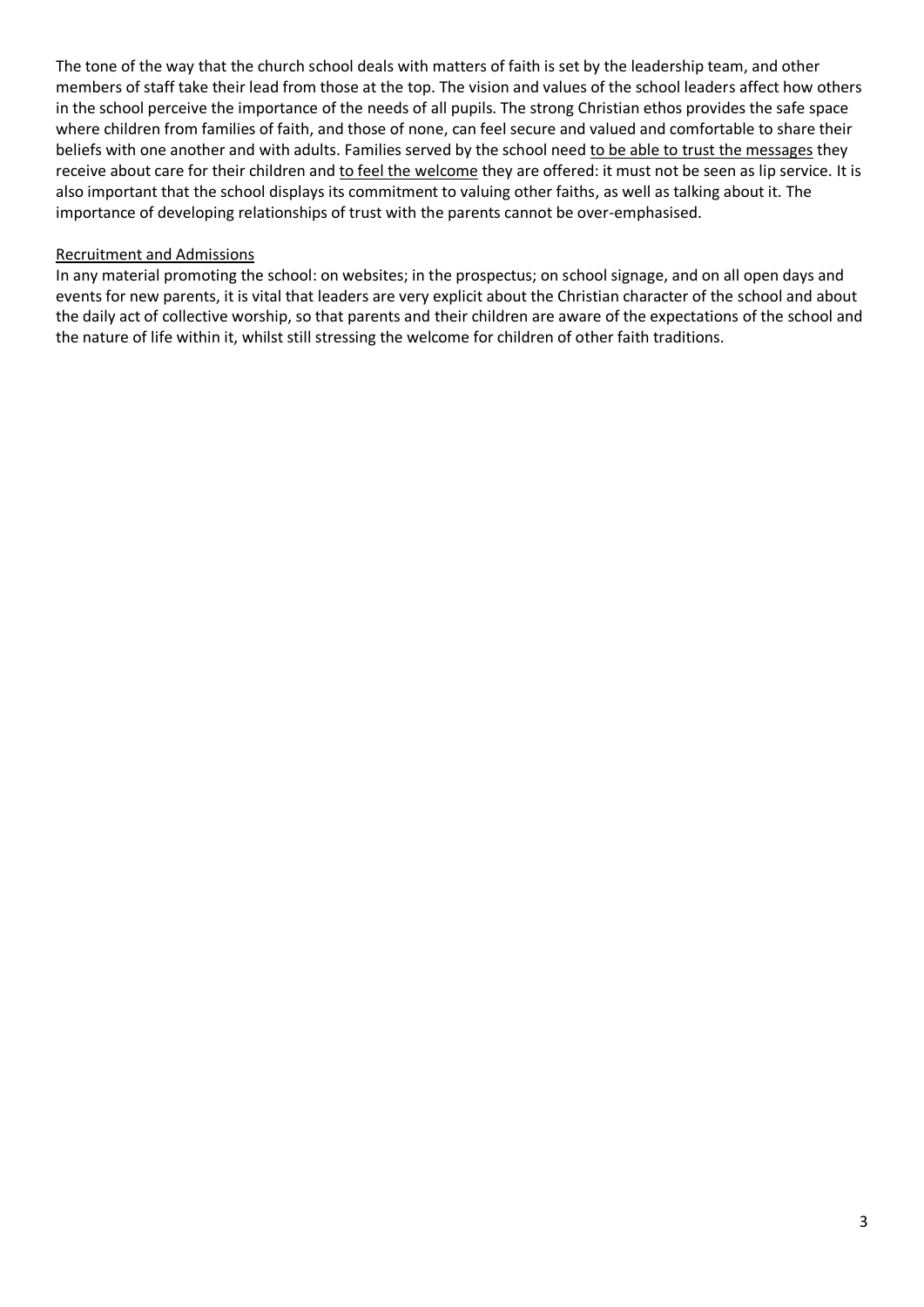The tone of the way that the church school deals with matters of faith is set by the leadership team, and other members of staff take their lead from those at the top. The vision and values of the school leaders affect how others in the school perceive the importance of the needs of all pupils. The strong Christian ethos provides the safe space where children from families of faith, and those of none, can feel secure and valued and comfortable to share their beliefs with one another and with adults. Families served by the school need <u>to be able to trust the messages</u> they receive about care for their children and <u>to feel the welcome</u> they are offered: it must not be seen as lip service. It is also important that the school displays its commitment to valuing other faiths, as well as talking about it. The importance of developing relationships of trust with the parents cannot be over-emphasised.

<u>Recruitment and Admissions</u>

In any material promoting the school: on websites; in the prospectus; on school signage, and on all open days and events for new parents, it is vital that leaders are very explicit about the Christian character of the school and about the daily act of collective worship, so that parents and their children are aware of the expectations of the school and the nature of life within it, whilst still stressing the welcome for children of other faith traditions.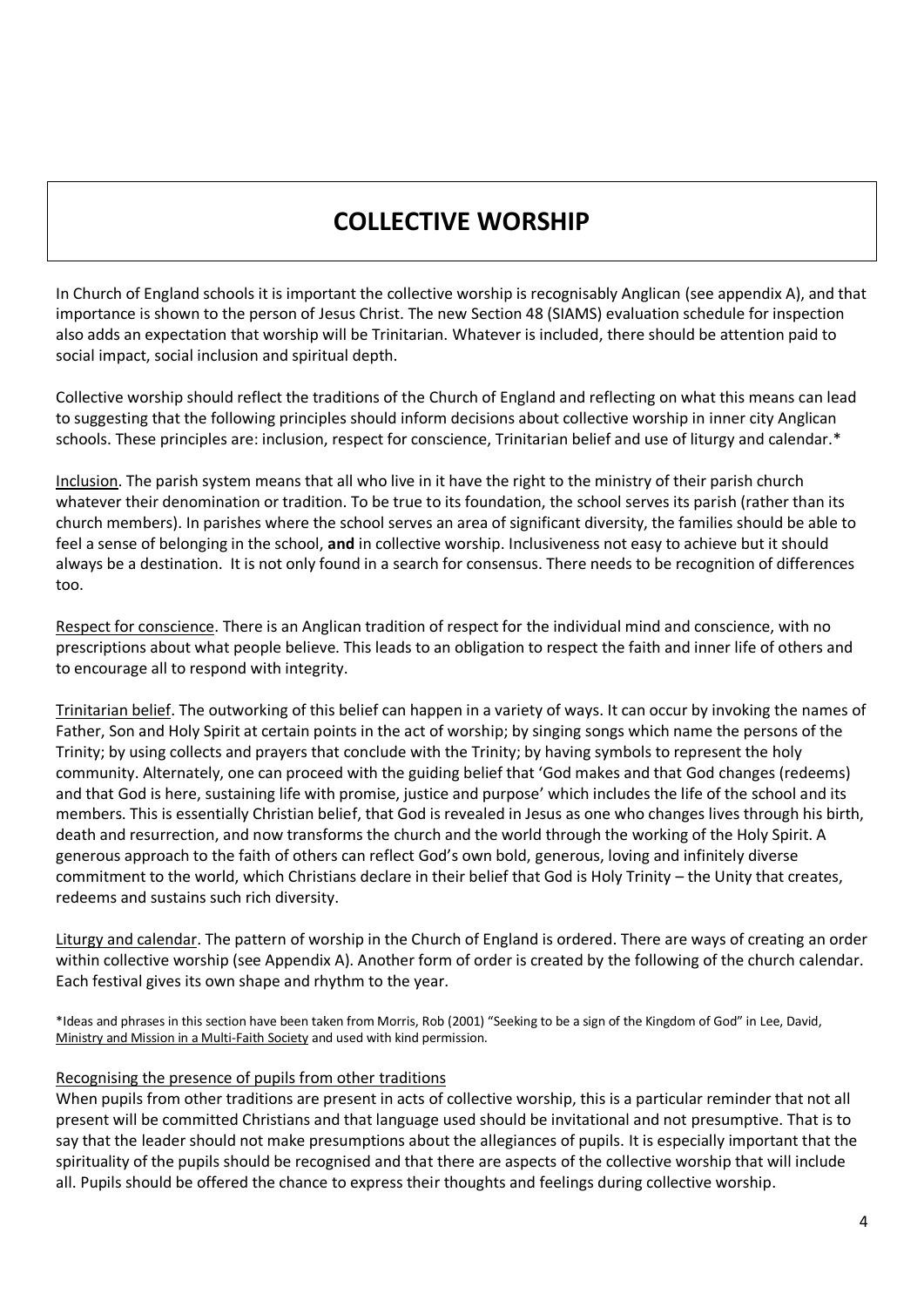# COLLECTIVE WORSHIP

In Church of England schools it is important the collective worship is recognisably Anglican (see appendix A), and that importance is shown to the person of Jesus Christ. The new Section 48 (SIAMS) evaluation schedule for inspection also adds an expectation that worship will be Trinitarian. Whatever is included, there should be attention paid to social impact, social inclusion and spiritual depth.

Collective worship should reflect the traditions of the Church of England and reflecting on what this means can lead to suggesting that the following principles should inform decisions about collective worship in inner city Anglican schools. These principles are: inclusion, respect for conscience, Trinitarian belief and use of liturgy and calendar.*

Inclusion. The parish system means that all who live in it have the right to the ministry of their parish church whatever their denomination or tradition. To be true to its foundation, the school serves its parish (rather than its church members). In parishes where the school serves an area of significant diversity, the families should be able to feel a sense of belonging in the school, **and** in collective worship. Inclusiveness not easy to achieve but it should always be a destination. It is not only found in a search for consensus. There needs to be recognition of differences too.

Respect for conscience. There is an Anglican tradition of respect for the individual mind and conscience, with no prescriptions about what people believe. This leads to an obligation to respect the faith and inner life of others and to encourage all to respond with integrity.

Trinitarian belief. The outworking of this belief can happen in a variety of ways. It can occur by invoking the names of Father, Son and Holy Spirit at certain points in the act of worship; by singing songs which name the persons of the Trinity; by using collects and prayers that conclude with the Trinity; by having symbols to represent the holy community. Alternately, one can proceed with the guiding belief that 'God makes and that God changes (redeems) and that God is here, sustaining life with promise, justice and purpose' which includes the life of the school and its members. This is essentially Christian belief, that God is revealed in Jesus as one who changes lives through his birth, death and resurrection, and now transforms the church and the world through the working of the Holy Spirit. A generous approach to the faith of others can reflect God's own bold, generous, loving and infinitely diverse commitment to the world, which Christians declare in their belief that God is Holy Trinity – the Unity that creates, redeems and sustains such rich diversity.

Liturgy and calendar. The pattern of worship in the Church of England is ordered. There are ways of creating an order within collective worship (see Appendix A). Another form of order is created by the following of the church calendar. Each festival gives its own shape and rhythm to the year.

*Ideas and phrases in this section have been taken from Morris, Rob (2001) "Seeking to be a sign of the Kingdom of God" in Lee, David, Ministry and Mission in a Multi-Faith Society and used with kind permission.

Recognising the presence of pupils from other traditions

When pupils from other traditions are present in acts of collective worship, this is a particular reminder that not all present will be committed Christians and that language used should be invitational and not presumptive. That is to say that the leader should not make presumptions about the allegiances of pupils. It is especially important that the spirituality of the pupils should be recognised and that there are aspects of the collective worship that will include all. Pupils should be offered the chance to express their thoughts and feelings during collective worship.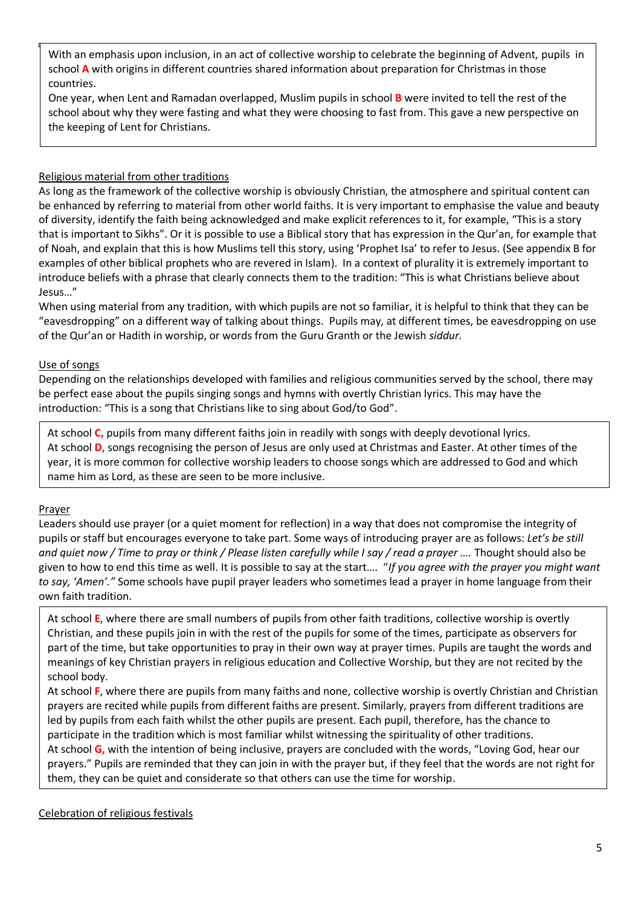With an emphasis upon inclusion, in an act of collective worship to celebrate the beginning of Advent, pupils in school **A** with origins in different countries shared information about preparation for Christmas in those countries.
One year, when Lent and Ramadan overlapped, Muslim pupils in school **B** were invited to tell the rest of the school about why they were fasting and what they were choosing to fast from. This gave a new perspective on the keeping of Lent for Christians.

<u>Religious material from other traditions</u>

As long as the framework of the collective worship is obviously Christian, the atmosphere and spiritual content can be enhanced by referring to material from other world faiths. It is very important to emphasise the value and beauty of diversity, identify the faith being acknowledged and make explicit references to it, for example, "This is a story that is important to Sikhs". Or it is possible to use a Biblical story that has expression in the Qur'an, for example that of Noah, and explain that this is how Muslims tell this story, using 'Prophet Isa' to refer to Jesus. (See appendix B for examples of other biblical prophets who are revered in Islam). In a context of plurality it is extremely important to introduce beliefs with a phrase that clearly connects them to the tradition: "This is what Christians believe about Jesus…"

When using material from any tradition, with which pupils are not so familiar, it is helpful to think that they can be "eavesdropping" on a different way of talking about things. Pupils may, at different times, be eavesdropping on use of the Qur'an or Hadith in worship, or words from the Guru Granth or the Jewish *siddur.*

<u>Use of songs</u>

Depending on the relationships developed with families and religious communities served by the school, there may be perfect ease about the pupils singing songs and hymns with overtly Christian lyrics. This may have the introduction: "This is a song that Christians like to sing about God/to God".

At school **C,** pupils from many different faiths join in readily with songs with deeply devotional lyrics.
At school **D**, songs recognising the person of Jesus are only used at Christmas and Easter. At other times of the year, it is more common for collective worship leaders to choose songs which are addressed to God and which name him as Lord, as these are seen to be more inclusive.

<u>Prayer</u>

Leaders should use prayer (or a quiet moment for reflection) in a way that does not compromise the integrity of pupils or staff but encourages everyone to take part. Some ways of introducing prayer are as follows: *Let's be still and quiet now / Time to pray or think / Please listen carefully while I say / read a prayer ….* Thought should also be given to how to end this time as well. It is possible to say at the start…. "*If you agree with the prayer you might want to say, 'Amen'."* Some schools have pupil prayer leaders who sometimes lead a prayer in home language from their own faith tradition.

At school **E**, where there are small numbers of pupils from other faith traditions, collective worship is overtly Christian, and these pupils join in with the rest of the pupils for some of the times, participate as observers for part of the time, but take opportunities to pray in their own way at prayer times. Pupils are taught the words and meanings of key Christian prayers in religious education and Collective Worship, but they are not recited by the school body.
At school **F**, where there are pupils from many faiths and none, collective worship is overtly Christian and Christian prayers are recited while pupils from different faiths are present. Similarly, prayers from different traditions are led by pupils from each faith whilst the other pupils are present. Each pupil, therefore, has the chance to participate in the tradition which is most familiar whilst witnessing the spirituality of other traditions.
At school **G,** with the intention of being inclusive, prayers are concluded with the words, "Loving God, hear our prayers." Pupils are reminded that they can join in with the prayer but, if they feel that the words are not right for them, they can be quiet and considerate so that others can use the time for worship.

<u>Celebration of religious festivals</u>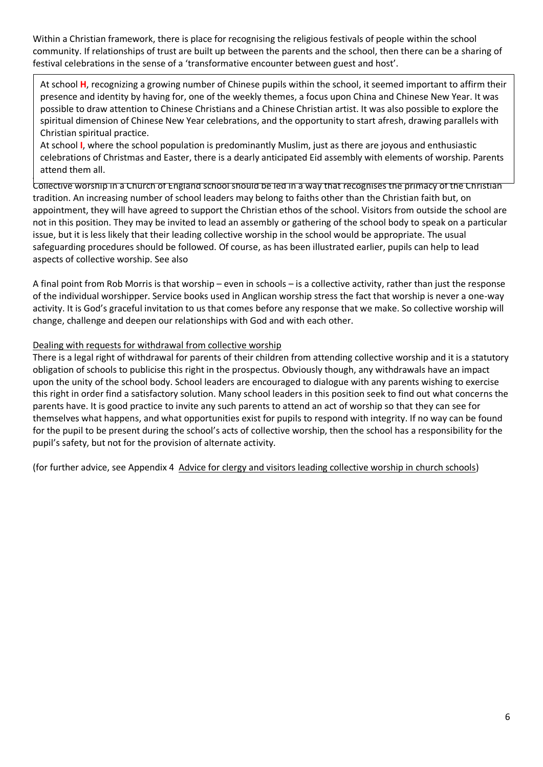Within a Christian framework, there is place for recognising the religious festivals of people within the school community. If relationships of trust are built up between the parents and the school, then there can be a sharing of festival celebrations in the sense of a 'transformative encounter between guest and host'.

> At school **H**, recognizing a growing number of Chinese pupils within the school, it seemed important to affirm their presence and identity by having for, one of the weekly themes, a focus upon China and Chinese New Year. It was possible to draw attention to Chinese Christians and a Chinese Christian artist. It was also possible to explore the spiritual dimension of Chinese New Year celebrations, and the opportunity to start afresh, drawing parallels with Christian spiritual practice.
>
> At school **I**, where the school population is predominantly Muslim, just as there are joyous and enthusiastic celebrations of Christmas and Easter, there is a dearly anticipated Eid assembly with elements of worship. Parents attend them all.

Collective worship in a Church of England school should be led in a way that recognises the primacy of the Christian tradition. An increasing number of school leaders may belong to faiths other than the Christian faith but, on appointment, they will have agreed to support the Christian ethos of the school. Visitors from outside the school are not in this position. They may be invited to lead an assembly or gathering of the school body to speak on a particular issue, but it is less likely that their leading collective worship in the school would be appropriate. The usual safeguarding procedures should be followed. Of course, as has been illustrated earlier, pupils can help to lead aspects of collective worship. See also

A final point from Rob Morris is that worship – even in schools – is a collective activity, rather than just the response of the individual worshipper. Service books used in Anglican worship stress the fact that worship is never a one-way activity. It is God's graceful invitation to us that comes before any response that we make. So collective worship will change, challenge and deepen our relationships with God and with each other.

Dealing with requests for withdrawal from collective worship

There is a legal right of withdrawal for parents of their children from attending collective worship and it is a statutory obligation of schools to publicise this right in the prospectus. Obviously though, any withdrawals have an impact upon the unity of the school body. School leaders are encouraged to dialogue with any parents wishing to exercise this right in order find a satisfactory solution. Many school leaders in this position seek to find out what concerns the parents have. It is good practice to invite any such parents to attend an act of worship so that they can see for themselves what happens, and what opportunities exist for pupils to respond with integrity. If no way can be found for the pupil to be present during the school's acts of collective worship, then the school has a responsibility for the pupil's safety, but not for the provision of alternate activity.

(for further advice, see Appendix 4 Advice for clergy and visitors leading collective worship in church schools)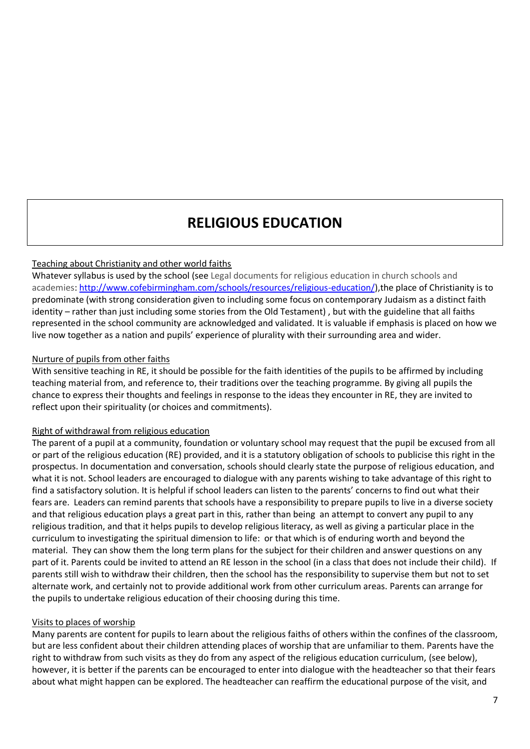# RELIGIOUS EDUCATION

Teaching about Christianity and other world faiths

Whatever syllabus is used by the school (see Legal documents for religious education in church schools and academies: [http://www.cofebirmingham.com/schools/resources/religious-education/](http://www.cofebirmingham.com/schools/resources/religious-education/)),the place of Christianity is to predominate (with strong consideration given to including some focus on contemporary Judaism as a distinct faith identity – rather than just including some stories from the Old Testament) , but with the guideline that all faiths represented in the school community are acknowledged and validated. It is valuable if emphasis is placed on how we live now together as a nation and pupils' experience of plurality with their surrounding area and wider.

Nurture of pupils from other faiths

With sensitive teaching in RE, it should be possible for the faith identities of the pupils to be affirmed by including teaching material from, and reference to, their traditions over the teaching programme. By giving all pupils the chance to express their thoughts and feelings in response to the ideas they encounter in RE, they are invited to reflect upon their spirituality (or choices and commitments).

Right of withdrawal from religious education

The parent of a pupil at a community, foundation or voluntary school may request that the pupil be excused from all or part of the religious education (RE) provided, and it is a statutory obligation of schools to publicise this right in the prospectus. In documentation and conversation, schools should clearly state the purpose of religious education, and what it is not. School leaders are encouraged to dialogue with any parents wishing to take advantage of this right to find a satisfactory solution. It is helpful if school leaders can listen to the parents' concerns to find out what their fears are. Leaders can remind parents that schools have a responsibility to prepare pupils to live in a diverse society and that religious education plays a great part in this, rather than being an attempt to convert any pupil to any religious tradition, and that it helps pupils to develop religious literacy, as well as giving a particular place in the curriculum to investigating the spiritual dimension to life: or that which is of enduring worth and beyond the material. They can show them the long term plans for the subject for their children and answer questions on any part of it. Parents could be invited to attend an RE lesson in the school (in a class that does not include their child). If parents still wish to withdraw their children, then the school has the responsibility to supervise them but not to set alternate work, and certainly not to provide additional work from other curriculum areas. Parents can arrange for the pupils to undertake religious education of their choosing during this time.

Visits to places of worship

Many parents are content for pupils to learn about the religious faiths of others within the confines of the classroom, but are less confident about their children attending places of worship that are unfamiliar to them. Parents have the right to withdraw from such visits as they do from any aspect of the religious education curriculum, (see below), however, it is better if the parents can be encouraged to enter into dialogue with the headteacher so that their fears about what might happen can be explored. The headteacher can reaffirm the educational purpose of the visit, and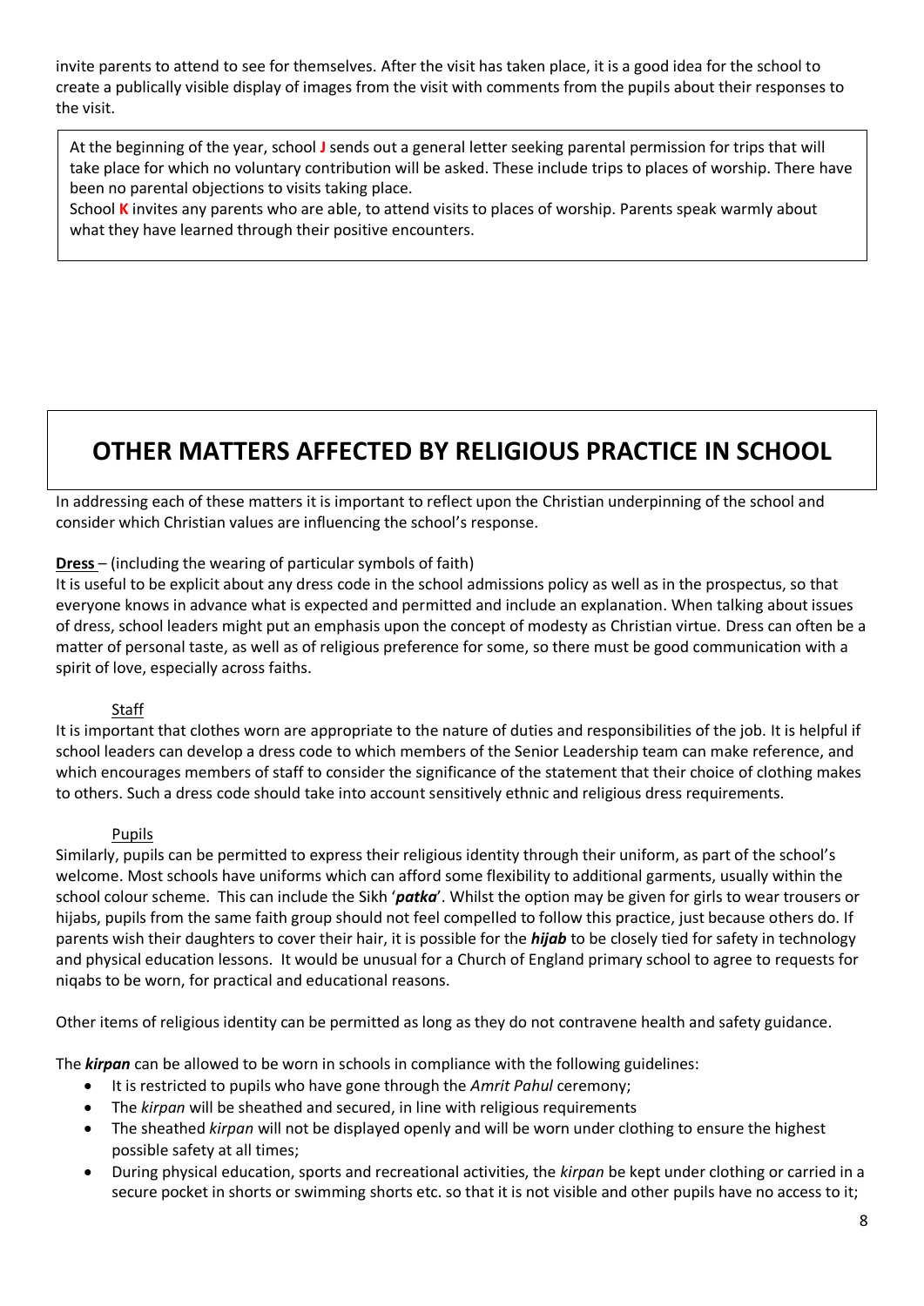invite parents to attend to see for themselves. After the visit has taken place, it is a good idea for the school to create a publically visible display of images from the visit with comments from the pupils about their responses to the visit.

> At the beginning of the year, school **J** sends out a general letter seeking parental permission for trips that will take place for which no voluntary contribution will be asked. These include trips to places of worship. There have been no parental objections to visits taking place.
> School **K** invites any parents who are able, to attend visits to places of worship. Parents speak warmly about what they have learned through their positive encounters.

# OTHER MATTERS AFFECTED BY RELIGIOUS PRACTICE IN SCHOOL

In addressing each of these matters it is important to reflect upon the Christian underpinning of the school and consider which Christian values are influencing the school's response.

**Dress** – (including the wearing of particular symbols of faith)
It is useful to be explicit about any dress code in the school admissions policy as well as in the prospectus, so that everyone knows in advance what is expected and permitted and include an explanation. When talking about issues of dress, school leaders might put an emphasis upon the concept of modesty as Christian virtue. Dress can often be a matter of personal taste, as well as of religious preference for some, so there must be good communication with a spirit of love, especially across faiths.

Staff

It is important that clothes worn are appropriate to the nature of duties and responsibilities of the job. It is helpful if school leaders can develop a dress code to which members of the Senior Leadership team can make reference, and which encourages members of staff to consider the significance of the statement that their choice of clothing makes to others. Such a dress code should take into account sensitively ethnic and religious dress requirements.

Pupils

Similarly, pupils can be permitted to express their religious identity through their uniform, as part of the school's welcome. Most schools have uniforms which can afford some flexibility to additional garments, usually within the school colour scheme. This can include the Sikh '***patka***'. Whilst the option may be given for girls to wear trousers or hijabs, pupils from the same faith group should not feel compelled to follow this practice, just because others do. If parents wish their daughters to cover their hair, it is possible for the ***hijab*** to be closely tied for safety in technology and physical education lessons. It would be unusual for a Church of England primary school to agree to requests for niqabs to be worn, for practical and educational reasons.

Other items of religious identity can be permitted as long as they do not contravene health and safety guidance.

The ***kirpan*** can be allowed to be worn in schools in compliance with the following guidelines:

- It is restricted to pupils who have gone through the *Amrit Pahul* ceremony;
- The *kirpan* will be sheathed and secured, in line with religious requirements
- The sheathed *kirpan* will not be displayed openly and will be worn under clothing to ensure the highest possible safety at all times;
- During physical education, sports and recreational activities, the *kirpan* be kept under clothing or carried in a secure pocket in shorts or swimming shorts etc. so that it is not visible and other pupils have no access to it;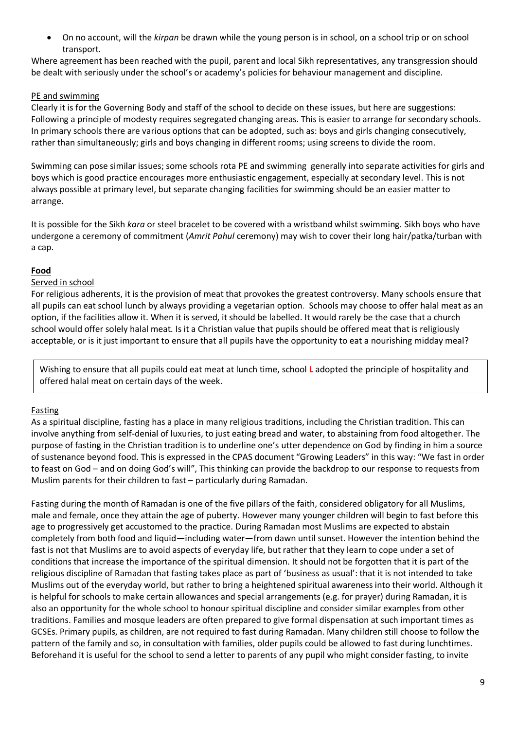- On no account, will the *kirpan* be drawn while the young person is in school, on a school trip or on school transport.

Where agreement has been reached with the pupil, parent and local Sikh representatives, any transgression should be dealt with seriously under the school's or academy's policies for behaviour management and discipline.

PE and swimming

Clearly it is for the Governing Body and staff of the school to decide on these issues, but here are suggestions: Following a principle of modesty requires segregated changing areas. This is easier to arrange for secondary schools. In primary schools there are various options that can be adopted, such as: boys and girls changing consecutively, rather than simultaneously; girls and boys changing in different rooms; using screens to divide the room.

Swimming can pose similar issues; some schools rota PE and swimming generally into separate activities for girls and boys which is good practice encourages more enthusiastic engagement, especially at secondary level. This is not always possible at primary level, but separate changing facilities for swimming should be an easier matter to arrange.

It is possible for the Sikh *kara* or steel bracelet to be covered with a wristband whilst swimming. Sikh boys who have undergone a ceremony of commitment (*Amrit Pahul* ceremony) may wish to cover their long hair/patka/turban with a cap.

**Food**

Served in school

For religious adherents, it is the provision of meat that provokes the greatest controversy. Many schools ensure that all pupils can eat school lunch by always providing a vegetarian option. Schools may choose to offer halal meat as an option, if the facilities allow it. When it is served, it should be labelled. It would rarely be the case that a church school would offer solely halal meat. Is it a Christian value that pupils should be offered meat that is religiously acceptable, or is it just important to ensure that all pupils have the opportunity to eat a nourishing midday meal?

> Wishing to ensure that all pupils could eat meat at lunch time, school **L** adopted the principle of hospitality and offered halal meat on certain days of the week.

Fasting

As a spiritual discipline, fasting has a place in many religious traditions, including the Christian tradition. This can involve anything from self-denial of luxuries, to just eating bread and water, to abstaining from food altogether. The purpose of fasting in the Christian tradition is to underline one's utter dependence on God by finding in him a source of sustenance beyond food. This is expressed in the CPAS document "Growing Leaders" in this way: "We fast in order to feast on God – and on doing God's will", This thinking can provide the backdrop to our response to requests from Muslim parents for their children to fast – particularly during Ramadan.

Fasting during the month of Ramadan is one of the five pillars of the faith, considered obligatory for all Muslims, male and female, once they attain the age of puberty. However many younger children will begin to fast before this age to progressively get accustomed to the practice. During Ramadan most Muslims are expected to abstain completely from both food and liquid—including water—from dawn until sunset. However the intention behind the fast is not that Muslims are to avoid aspects of everyday life, but rather that they learn to cope under a set of conditions that increase the importance of the spiritual dimension. It should not be forgotten that it is part of the religious discipline of Ramadan that fasting takes place as part of 'business as usual': that it is not intended to take Muslims out of the everyday world, but rather to bring a heightened spiritual awareness into their world. Although it is helpful for schools to make certain allowances and special arrangements (e.g. for prayer) during Ramadan, it is also an opportunity for the whole school to honour spiritual discipline and consider similar examples from other traditions. Families and mosque leaders are often prepared to give formal dispensation at such important times as GCSEs. Primary pupils, as children, are not required to fast during Ramadan. Many children still choose to follow the pattern of the family and so, in consultation with families, older pupils could be allowed to fast during lunchtimes. Beforehand it is useful for the school to send a letter to parents of any pupil who might consider fasting, to invite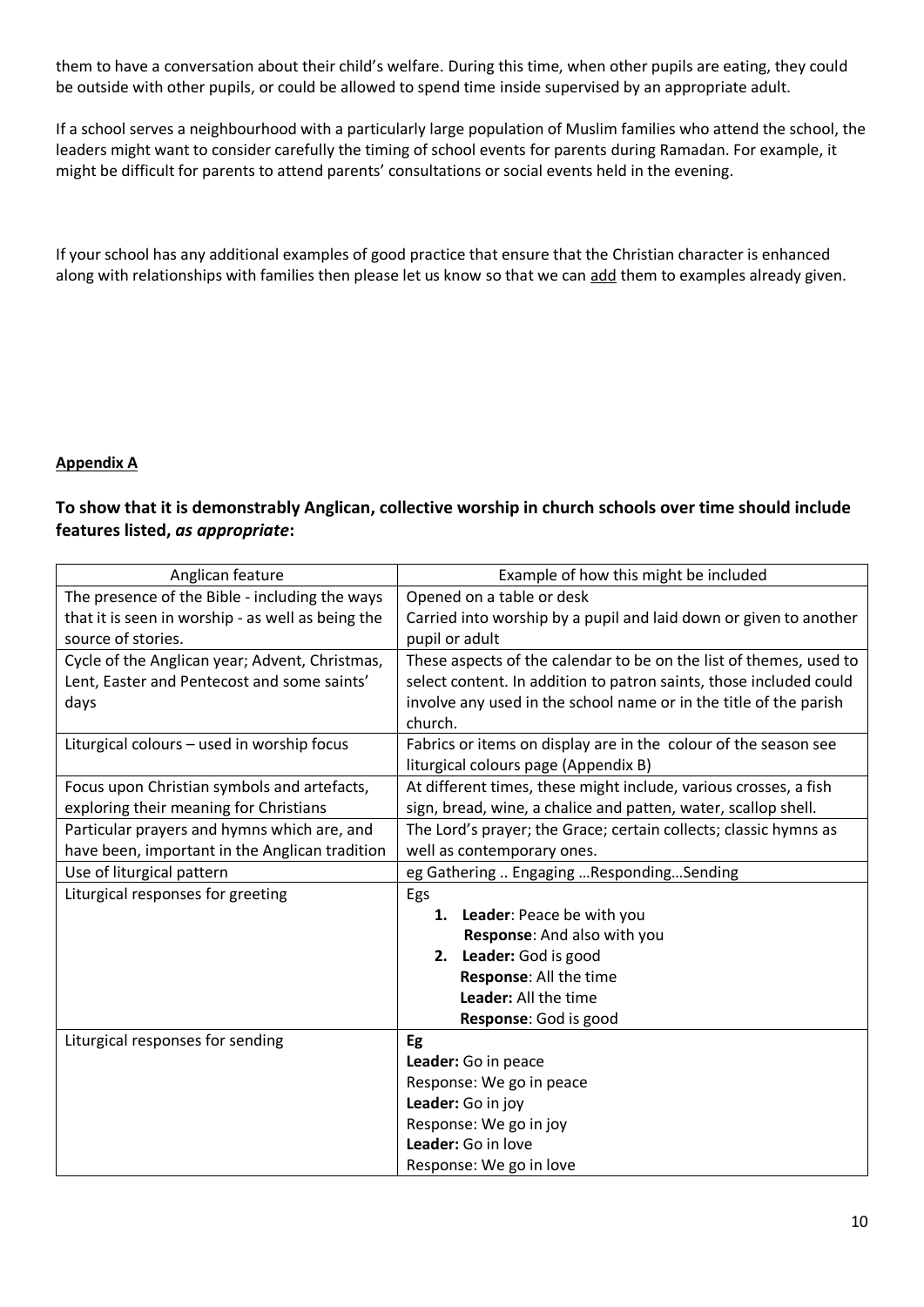them to have a conversation about their child's welfare. During this time, when other pupils are eating, they could be outside with other pupils, or could be allowed to spend time inside supervised by an appropriate adult.

If a school serves a neighbourhood with a particularly large population of Muslim families who attend the school, the leaders might want to consider carefully the timing of school events for parents during Ramadan. For example, it might be difficult for parents to attend parents' consultations or social events held in the evening.

If your school has any additional examples of good practice that ensure that the Christian character is enhanced along with relationships with families then please let us know so that we can <u>add</u> them to examples already given.

## <u>Appendix A</u>

**To show that it is demonstrably Anglican, collective worship in church schools over time should include features listed, *as appropriate*:**

| Anglican feature | Example of how this might be included |
|---|---|
| The presence of the Bible - including the ways that it is seen in worship - as well as being the source of stories. | Opened on a table or desk<br>Carried into worship by a pupil and laid down or given to another pupil or adult |
| Cycle of the Anglican year; Advent, Christmas, Lent, Easter and Pentecost and some saints' days | These aspects of the calendar to be on the list of themes, used to select content. In addition to patron saints, those included could involve any used in the school name or in the title of the parish church. |
| Liturgical colours – used in worship focus | Fabrics or items on display are in the colour of the season see liturgical colours page (Appendix B) |
| Focus upon Christian symbols and artefacts, exploring their meaning for Christians | At different times, these might include, various crosses, a fish sign, bread, wine, a chalice and patten, water, scallop shell. |
| Particular prayers and hymns which are, and have been, important in the Anglican tradition | The Lord's prayer; the Grace; certain collects; classic hymns as well as contemporary ones. |
| Use of liturgical pattern | eg Gathering .. Engaging …Responding…Sending |
| Liturgical responses for greeting | Egs<br>**1.** **Leader**: Peace be with you<br>**Response**: And also with you<br>**2.** **Leader:** God is good<br>**Response**: All the time<br>**Leader:** All the time<br>**Response**: God is good |
| Liturgical responses for sending | **Eg**<br>**Leader:** Go in peace<br>Response: We go in peace<br>**Leader:** Go in joy<br>Response: We go in joy<br>**Leader:** Go in love<br>Response: We go in love |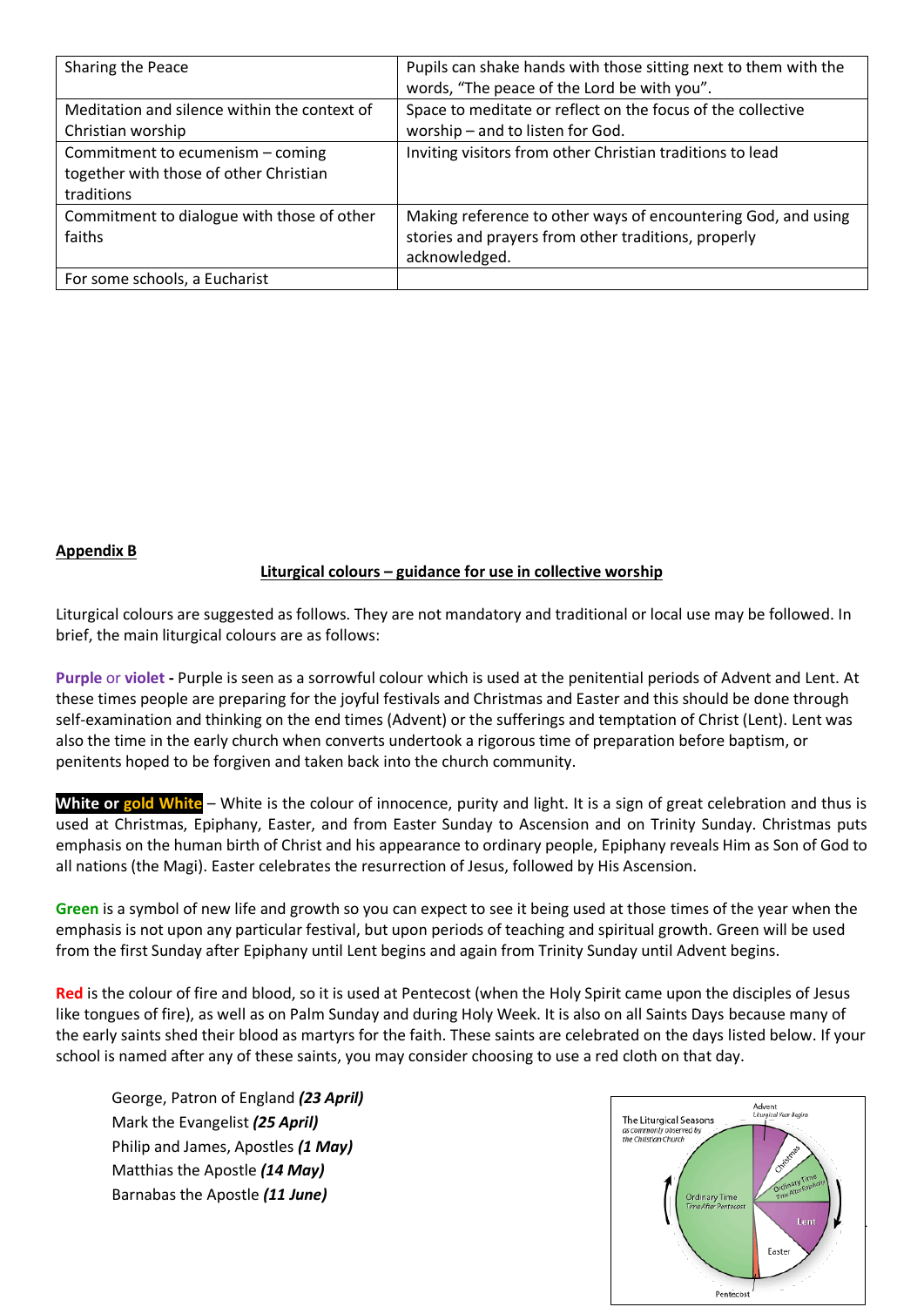| Sharing the Peace | Pupils can shake hands with those sitting next to them with the words, "The peace of the Lord be with you". |
|---|---|
| Meditation and silence within the context of Christian worship | Space to meditate or reflect on the focus of the collective worship – and to listen for God. |
| Commitment to ecumenism – coming together with those of other Christian traditions | Inviting visitors from other Christian traditions to lead |
| Commitment to dialogue with those of other faiths | Making reference to other ways of encountering God, and using stories and prayers from other traditions, properly acknowledged. |
| For some schools, a Eucharist | |

**Appendix B**

**Liturgical colours – guidance for use in collective worship**

Liturgical colours are suggested as follows. They are not mandatory and traditional or local use may be followed. In brief, the main liturgical colours are as follows:

**Purple** or **violet -** Purple is seen as a sorrowful colour which is used at the penitential periods of Advent and Lent. At these times people are preparing for the joyful festivals and Christmas and Easter and this should be done through self-examination and thinking on the end times (Advent) or the sufferings and temptation of Christ (Lent). Lent was also the time in the early church when converts undertook a rigorous time of preparation before baptism, or penitents hoped to be forgiven and taken back into the church community.

**White or gold White** – White is the colour of innocence, purity and light. It is a sign of great celebration and thus is used at Christmas, Epiphany, Easter, and from Easter Sunday to Ascension and on Trinity Sunday. Christmas puts emphasis on the human birth of Christ and his appearance to ordinary people, Epiphany reveals Him as Son of God to all nations (the Magi). Easter celebrates the resurrection of Jesus, followed by His Ascension.

**Green** is a symbol of new life and growth so you can expect to see it being used at those times of the year when the emphasis is not upon any particular festival, but upon periods of teaching and spiritual growth. Green will be used from the first Sunday after Epiphany until Lent begins and again from Trinity Sunday until Advent begins.

**Red** is the colour of fire and blood, so it is used at Pentecost (when the Holy Spirit came upon the disciples of Jesus like tongues of fire), as well as on Palm Sunday and during Holy Week. It is also on all Saints Days because many of the early saints shed their blood as martyrs for the faith. These saints are celebrated on the days listed below. If your school is named after any of these saints, you may consider choosing to use a red cloth on that day.

George, Patron of England ***(23 April)***
Mark the Evangelist ***(25 April)***
Philip and James, Apostles ***(1 May)***
Matthias the Apostle ***(14 May)***
Barnabas the Apostle ***(11 June)***

The Liturgical Seasons *as commonly observed by the Christian Church*: Advent (*Liturgical Year Begins*), Christmas, Ordinary Time (*Time After Epiphany*), Lent, Easter, Pentecost, Ordinary Time (*Time After Pentecost*)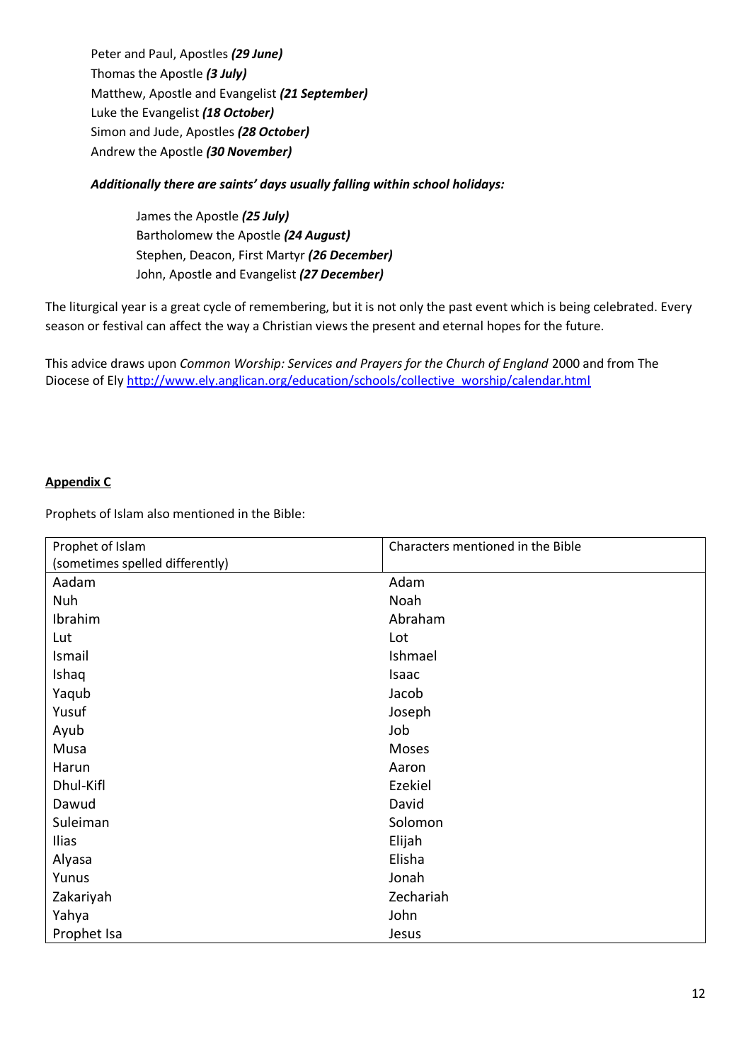Peter and Paul, Apostles ***(29 June)***
Thomas the Apostle ***(3 July)***
Matthew, Apostle and Evangelist ***(21 September)***
Luke the Evangelist ***(18 October)***
Simon and Jude, Apostles ***(28 October)***
Andrew the Apostle ***(30 November)***

***Additionally there are saints' days usually falling within school holidays:***

James the Apostle ***(25 July)***
Bartholomew the Apostle ***(24 August)***
Stephen, Deacon, First Martyr ***(26 December)***
John, Apostle and Evangelist ***(27 December)***

The liturgical year is a great cycle of remembering, but it is not only the past event which is being celebrated. Every season or festival can affect the way a Christian views the present and eternal hopes for the future.

This advice draws upon *Common Worship: Services and Prayers for the Church of England* 2000 and from The Diocese of Ely [http://www.ely.anglican.org/education/schools/collective_worship/calendar.html](http://www.ely.anglican.org/education/schools/collective_worship/calendar.html)

**Appendix C**

Prophets of Islam also mentioned in the Bible:

| Prophet of Islam (sometimes spelled differently) | Characters mentioned in the Bible |
|---|---|
| Aadam | Adam |
| Nuh | Noah |
| Ibrahim | Abraham |
| Lut | Lot |
| Ismail | Ishmael |
| Ishaq | Isaac |
| Yaqub | Jacob |
| Yusuf | Joseph |
| Ayub | Job |
| Musa | Moses |
| Harun | Aaron |
| Dhul-Kifl | Ezekiel |
| Dawud | David |
| Suleiman | Solomon |
| Ilias | Elijah |
| Alyasa | Elisha |
| Yunus | Jonah |
| Zakariyah | Zechariah |
| Yahya | John |
| Prophet Isa | Jesus |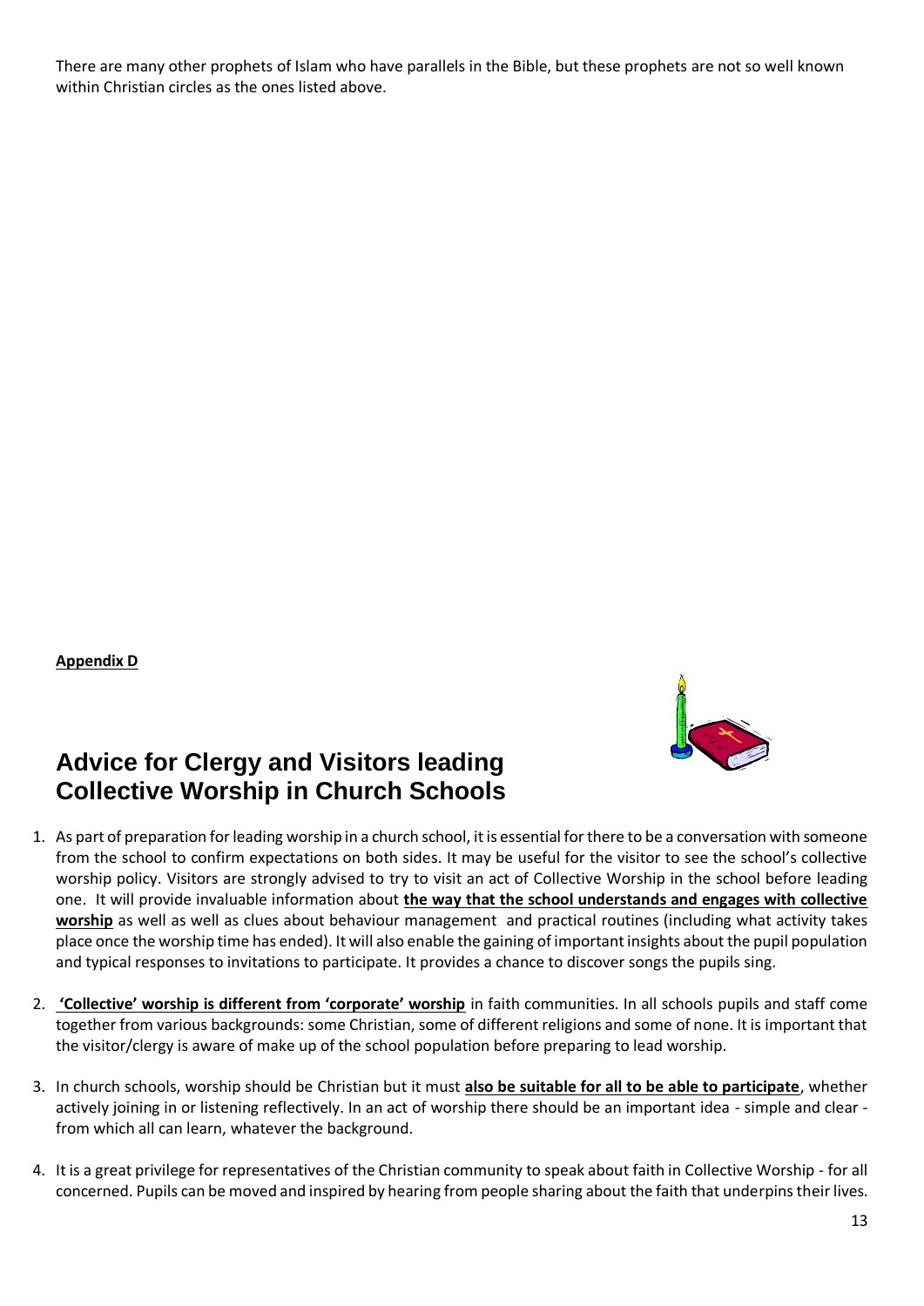There are many other prophets of Islam who have parallels in the Bible, but these prophets are not so well known within Christian circles as the ones listed above.

**Appendix D**

# Advice for Clergy and Visitors leading Collective Worship in Church Schools

1. As part of preparation for leading worship in a church school, it is essential for there to be a conversation with someone from the school to confirm expectations on both sides. It may be useful for the visitor to see the school's collective worship policy. Visitors are strongly advised to try to visit an act of Collective Worship in the school before leading one. It will provide invaluable information about **the way that the school understands and engages with collective worship** as well as well as clues about behaviour management and practical routines (including what activity takes place once the worship time has ended). It will also enable the gaining of important insights about the pupil population and typical responses to invitations to participate. It provides a chance to discover songs the pupils sing.

2. **'Collective' worship is different from 'corporate' worship** in faith communities. In all schools pupils and staff come together from various backgrounds: some Christian, some of different religions and some of none. It is important that the visitor/clergy is aware of make up of the school population before preparing to lead worship.

3. In church schools, worship should be Christian but it must **also be suitable for all to be able to participate**, whether actively joining in or listening reflectively. In an act of worship there should be an important idea - simple and clear - from which all can learn, whatever the background.

4. It is a great privilege for representatives of the Christian community to speak about faith in Collective Worship - for all concerned. Pupils can be moved and inspired by hearing from people sharing about the faith that underpins their lives.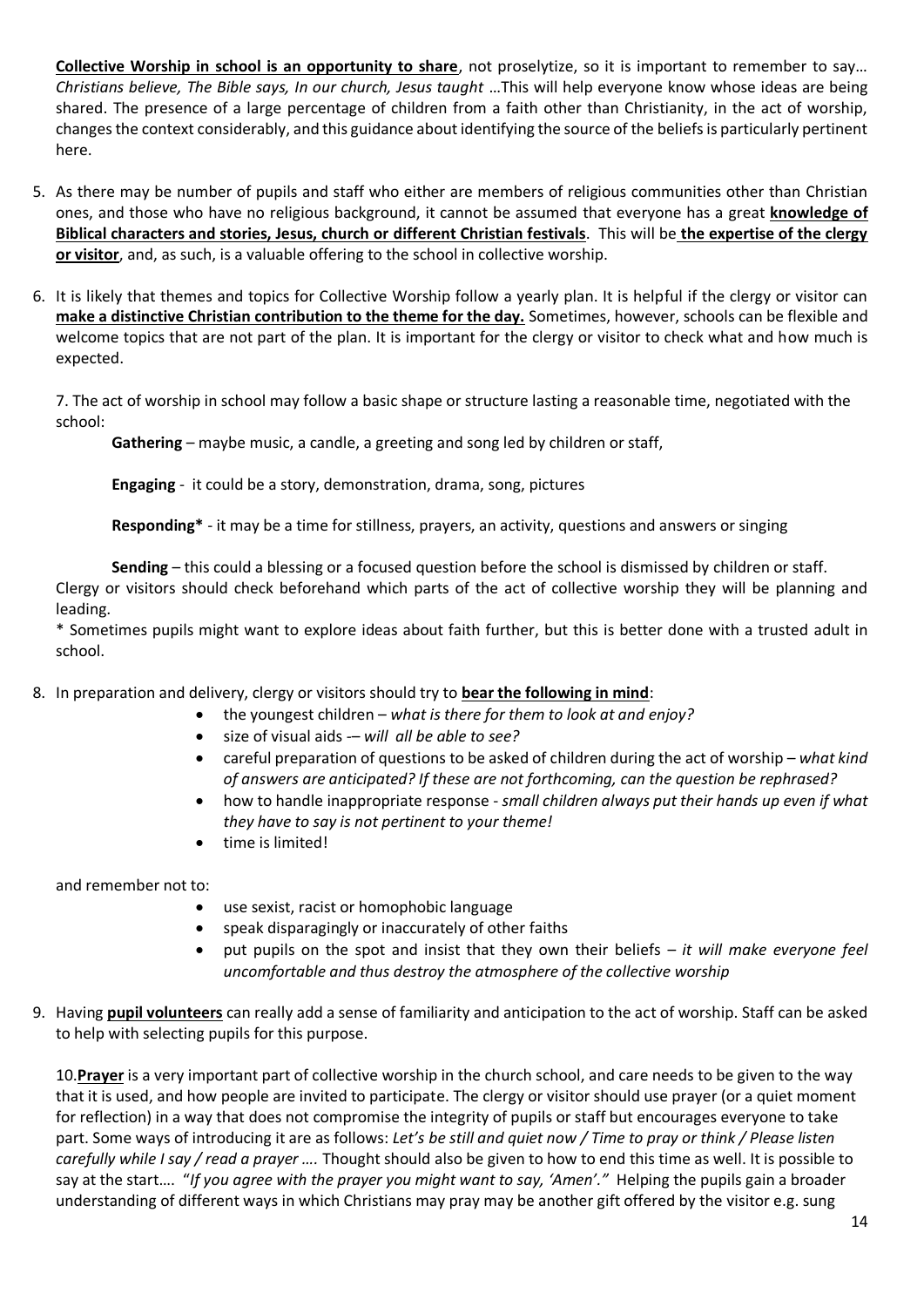**Collective Worship in school is an opportunity to share**, not proselytize, so it is important to remember to say… *Christians believe, The Bible says, In our church, Jesus taught* …This will help everyone know whose ideas are being shared. The presence of a large percentage of children from a faith other than Christianity, in the act of worship, changes the context considerably, and this guidance about identifying the source of the beliefs is particularly pertinent here.

5. As there may be number of pupils and staff who either are members of religious communities other than Christian ones, and those who have no religious background, it cannot be assumed that everyone has a great **knowledge of Biblical characters and stories, Jesus, church or different Christian festivals**. This will be **the expertise of the clergy or visitor**, and, as such, is a valuable offering to the school in collective worship.

6. It is likely that themes and topics for Collective Worship follow a yearly plan. It is helpful if the clergy or visitor can **make a distinctive Christian contribution to the theme for the day.** Sometimes, however, schools can be flexible and welcome topics that are not part of the plan. It is important for the clergy or visitor to check what and how much is expected.

7. The act of worship in school may follow a basic shape or structure lasting a reasonable time, negotiated with the school:

   **Gathering** – maybe music, a candle, a greeting and song led by children or staff,

   **Engaging** - it could be a story, demonstration, drama, song, pictures

   **Responding\*** - it may be a time for stillness, prayers, an activity, questions and answers or singing

   **Sending** – this could a blessing or a focused question before the school is dismissed by children or staff.

   Clergy or visitors should check beforehand which parts of the act of collective worship they will be planning and leading.

   \* Sometimes pupils might want to explore ideas about faith further, but this is better done with a trusted adult in school.

8. In preparation and delivery, clergy or visitors should try to **bear the following in mind**:
   - the youngest children – *what is there for them to look at and enjoy?*
   - size of visual aids -– *will all be able to see?*
   - careful preparation of questions to be asked of children during the act of worship – *what kind of answers are anticipated? If these are not forthcoming, can the question be rephrased?*
   - how to handle inappropriate response - *small children always put their hands up even if what they have to say is not pertinent to your theme!*
   - time is limited!

   and remember not to:
   - use sexist, racist or homophobic language
   - speak disparagingly or inaccurately of other faiths
   - put pupils on the spot and insist that they own their beliefs – *it will make everyone feel uncomfortable and thus destroy the atmosphere of the collective worship*

9. Having **pupil volunteers** can really add a sense of familiarity and anticipation to the act of worship. Staff can be asked to help with selecting pupils for this purpose.

10. **Prayer** is a very important part of collective worship in the church school, and care needs to be given to the way that it is used, and how people are invited to participate. The clergy or visitor should use prayer (or a quiet moment for reflection) in a way that does not compromise the integrity of pupils or staff but encourages everyone to take part. Some ways of introducing it are as follows: *Let's be still and quiet now / Time to pray or think / Please listen carefully while I say / read a prayer ….* Thought should also be given to how to end this time as well. It is possible to say at the start…. "*If you agree with the prayer you might want to say, 'Amen'."* Helping the pupils gain a broader understanding of different ways in which Christians may pray may be another gift offered by the visitor e.g. sung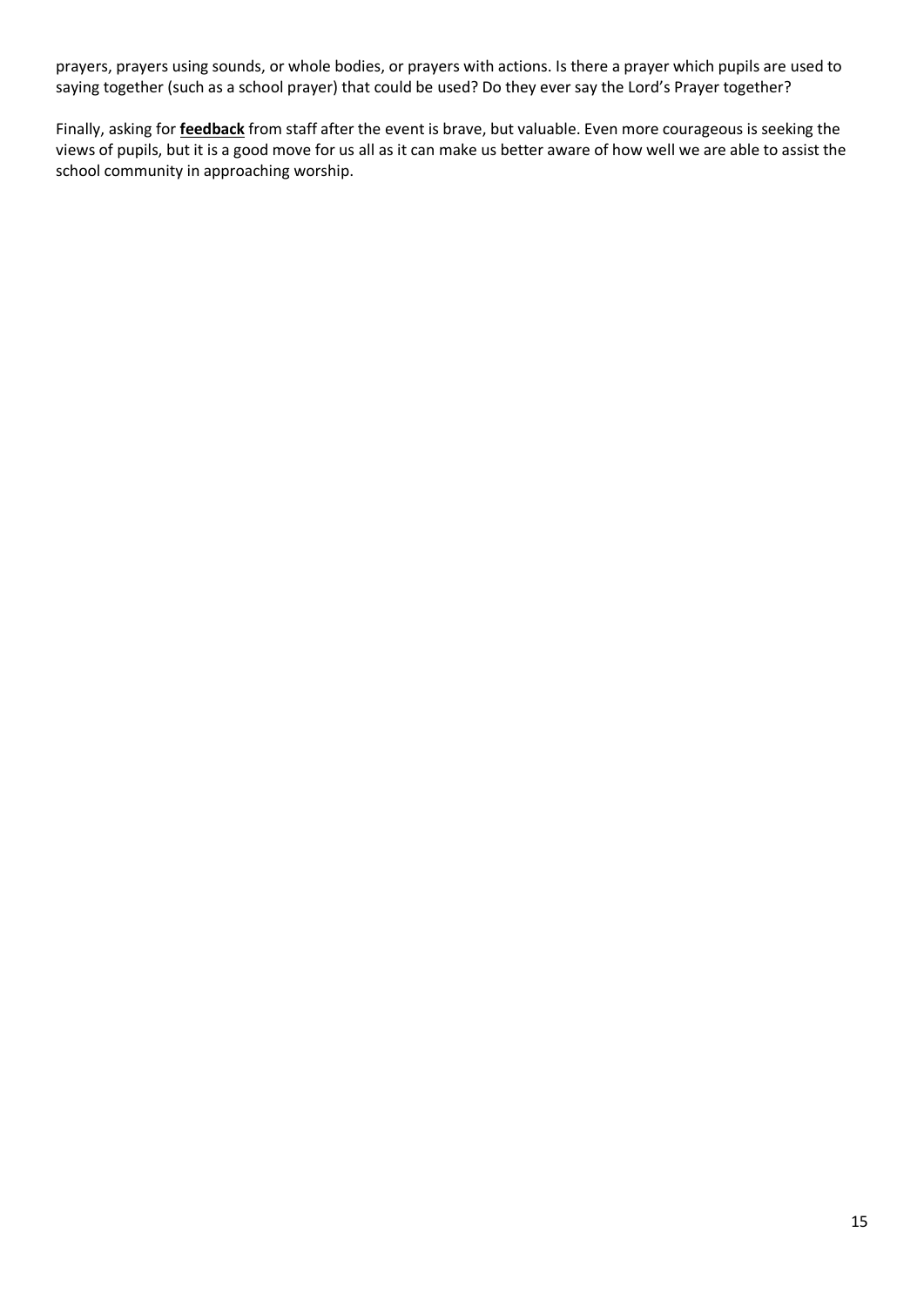prayers, prayers using sounds, or whole bodies, or prayers with actions. Is there a prayer which pupils are used to saying together (such as a school prayer) that could be used? Do they ever say the Lord's Prayer together?

Finally, asking for **feedback** from staff after the event is brave, but valuable. Even more courageous is seeking the views of pupils, but it is a good move for us all as it can make us better aware of how well we are able to assist the school community in approaching worship.